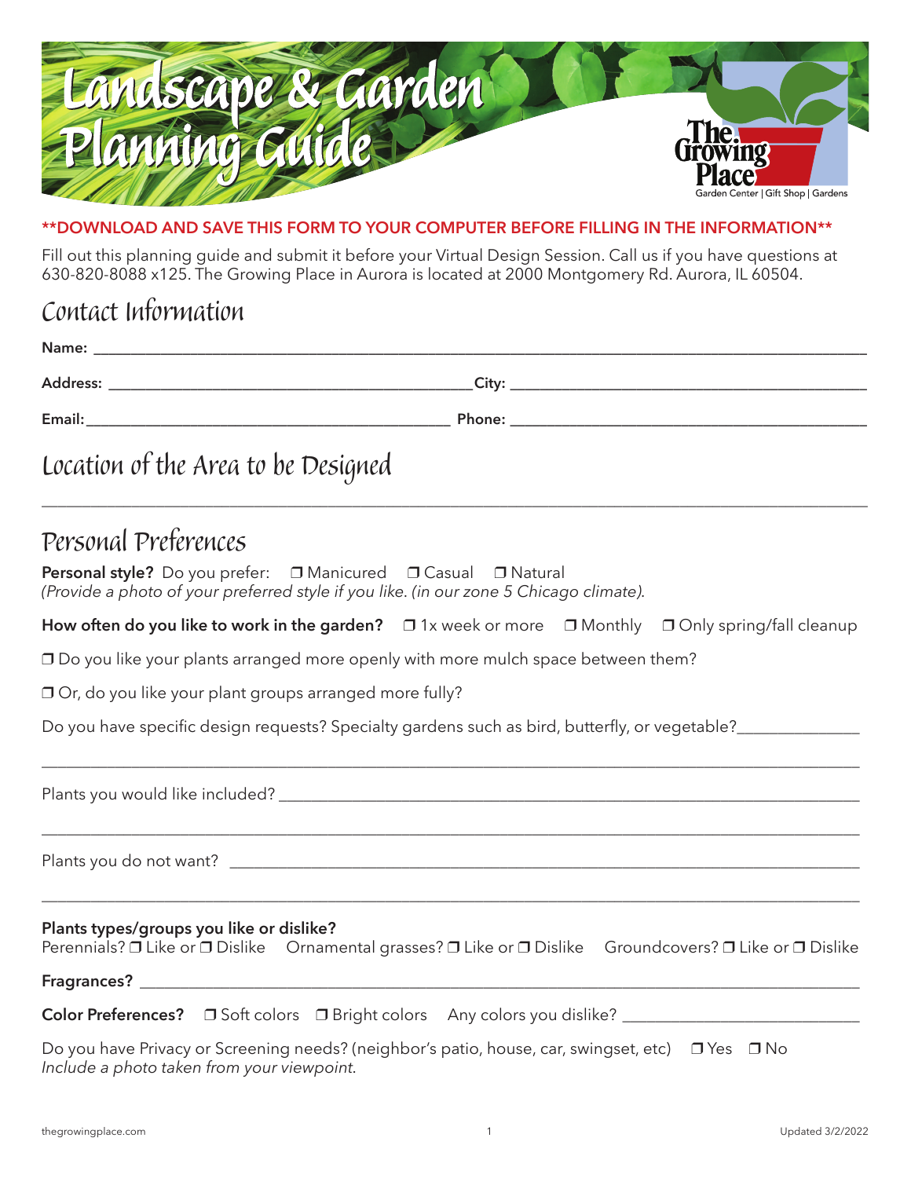# Landscape & Garden Planning Guide

The Growing Place
Garden Center | Gift Shop | Gardens

**\*\*DOWNLOAD AND SAVE THIS FORM TO YOUR COMPUTER BEFORE FILLING IN THE INFORMATION\*\***

Fill out this planning guide and submit it before your Virtual Design Session. Call us if you have questions at 630-820-8088 x125. The Growing Place in Aurora is located at 2000 Montgomery Rd. Aurora, IL 60504.

## Contact Information

**Name:** ______________________________________________

**Address:** ______________________ **City:** ______________________

**Email:** ______________________ **Phone:** ______________________

## Location of the Area to be Designed

______________________________________________

## Personal Preferences

**Personal style?** Do you prefer: ❐ Manicured ❐ Casual ❐ Natural
*(Provide a photo of your preferred style if you like. (in our zone 5 Chicago climate).*

**How often do you like to work in the garden?** ❐ 1x week or more ❐ Monthly ❐ Only spring/fall cleanup

❐ Do you like your plants arranged more openly with more mulch space between them?

❐ Or, do you like your plant groups arranged more fully?

Do you have specific design requests? Specialty gardens such as bird, butterfly, or vegetable?______________

______________________________________________

Plants you would like included? ______________________________________________

______________________________________________

Plants you do not want? ______________________________________________

______________________________________________

**Plants types/groups you like or dislike?**
Perennials? ❐ Like or ❐ Dislike Ornamental grasses? ❐ Like or ❐ Dislike Groundcovers? ❐ Like or ❐ Dislike

**Fragrances?** ______________________________________________

**Color Preferences?** ❐ Soft colors ❐ Bright colors Any colors you dislike? ______________________

Do you have Privacy or Screening needs? (neighbor's patio, house, car, swingset, etc) ❐ Yes ❐ No
*Include a photo taken from your viewpoint.*

thegrowingplace.com

Updated 3/2/2022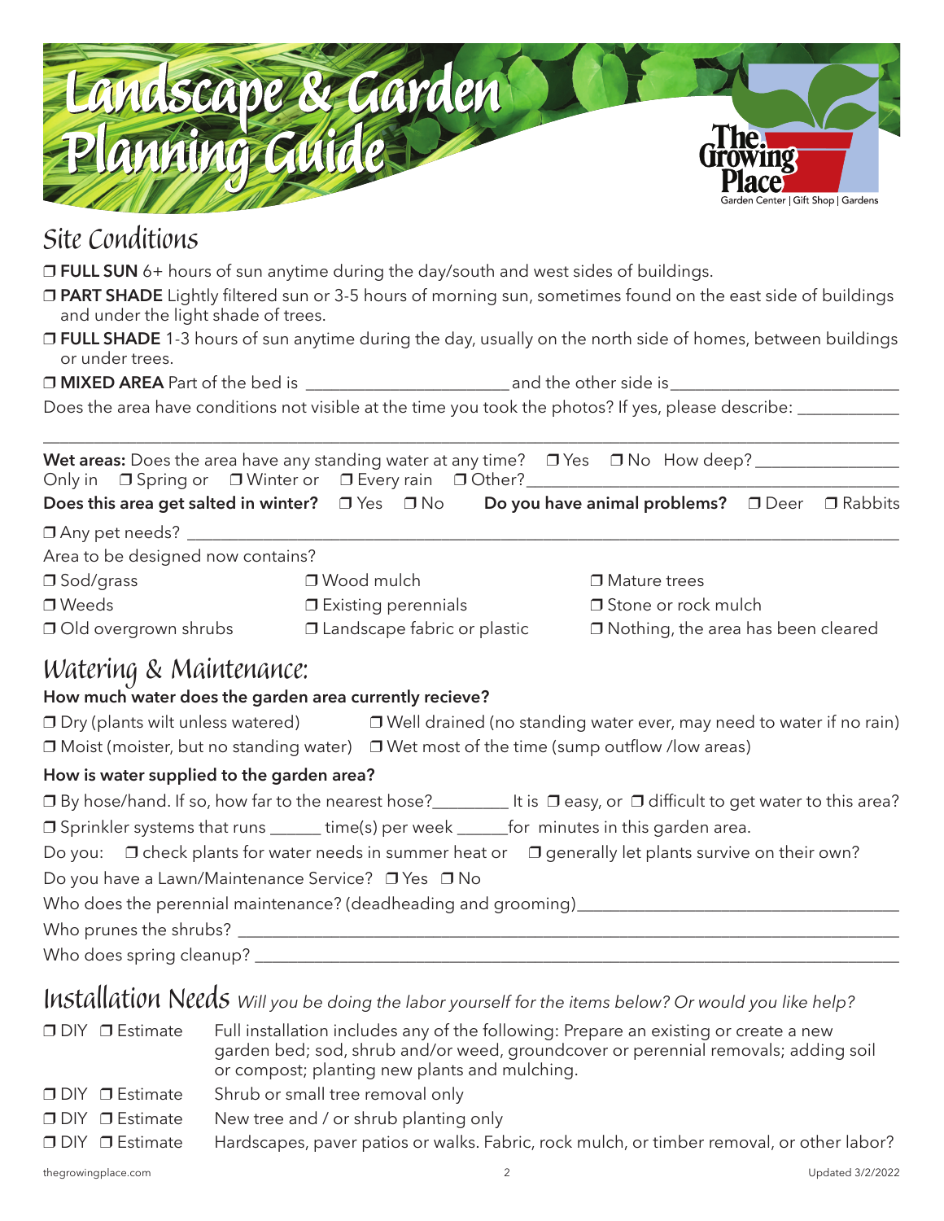# Landscape & Garden Planning Guide

The Growing Place
Garden Center | Gift Shop | Gardens

## Site Conditions

❒ **FULL SUN** 6+ hours of sun anytime during the day/south and west sides of buildings.

❒ **PART SHADE** Lightly filtered sun or 3-5 hours of morning sun, sometimes found on the east side of buildings and under the light shade of trees.

❒ **FULL SHADE** 1-3 hours of sun anytime during the day, usually on the north side of homes, between buildings or under trees.

❒ **MIXED AREA** Part of the bed is ________________________ and the other side is__________________________

Does the area have conditions not visible at the time you took the photos? If yes, please describe: ___________

______________________________________________________________________________________________

**Wet areas:** Does the area have any standing water at any time? ❒ Yes ❒ No How deep? _______________
Only in ❒ Spring or ❒ Winter or ❒ Every rain ❒ Other?__________________________________________

**Does this area get salted in winter?** ❒ Yes ❒ No **Do you have animal problems?** ❒ Deer ❒ Rabbits

❒ Any pet needs? __________________________________________________________________________

Area to be designed now contains?

❒ Sod/grass ❒ Wood mulch ❒ Mature trees
❒ Weeds ❒ Existing perennials ❒ Stone or rock mulch
❒ Old overgrown shrubs ❒ Landscape fabric or plastic ❒ Nothing, the area has been cleared

## Watering & Maintenance:

**How much water does the garden area currently recieve?**

❒ Dry (plants wilt unless watered) ❒ Well drained (no standing water ever, may need to water if no rain)
❒ Moist (moister, but no standing water) ❒ Wet most of the time (sump outflow /low areas)

**How is water supplied to the garden area?**

❒ By hose/hand. If so, how far to the nearest hose?________ It is ❒ easy, or ❒ difficult to get water to this area?

❒ Sprinkler systems that runs ______ time(s) per week ______for minutes in this garden area.

Do you: ❒ check plants for water needs in summer heat or ❒ generally let plants survive on their own?

Do you have a Lawn/Maintenance Service? ❒ Yes ❒ No

Who does the perennial maintenance? (deadheading and grooming)___________________________________

Who prunes the shrubs? ____________________________________________________________________

Who does spring cleanup? ___________________________________________________________________

## Installation Needs *Will you be doing the labor yourself for the items below? Or would you like help?*

❒ DIY ❒ Estimate Full installation includes any of the following: Prepare an existing or create a new garden bed; sod, shrub and/or weed, groundcover or perennial removals; adding soil or compost; planting new plants and mulching.

❒ DIY ❒ Estimate Shrub or small tree removal only

❒ DIY ❒ Estimate New tree and / or shrub planting only

❒ DIY ❒ Estimate Hardscapes, paver patios or walks. Fabric, rock mulch, or timber removal, or other labor?

thegrowingplace.com Updated 3/2/2022